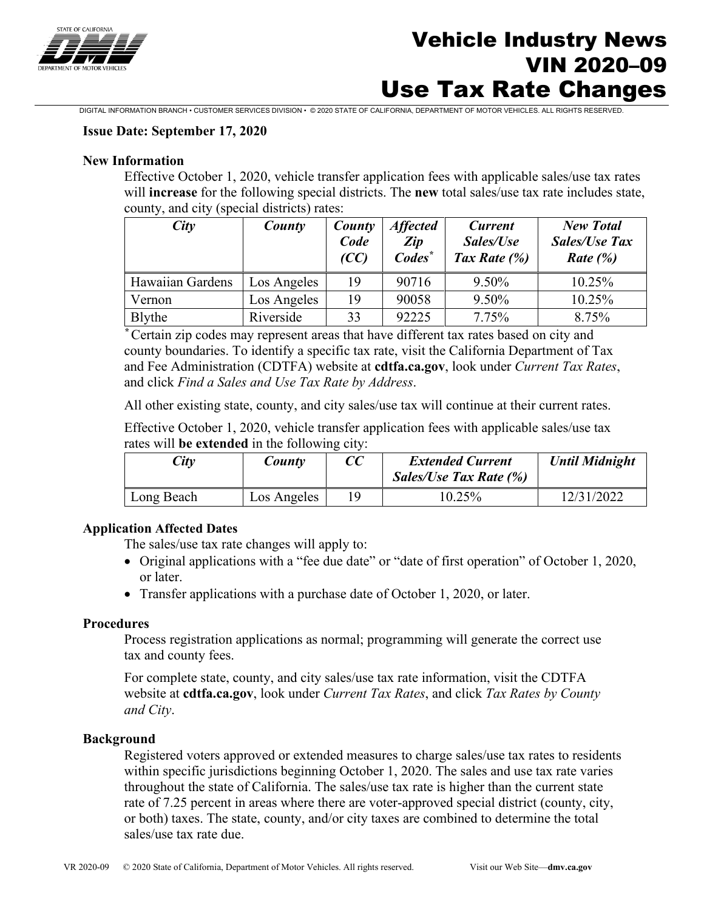# Vehicle Industry News
# VIN 2020–09
# Use Tax Rate Changes

DIGITAL INFORMATION BRANCH • CUSTOMER SERVICES DIVISION • © 2020 STATE OF CALIFORNIA, DEPARTMENT OF MOTOR VEHICLES. ALL RIGHTS RESERVED.

**Issue Date: September 17, 2020**

**New Information**

Effective October 1, 2020, vehicle transfer application fees with applicable sales/use tax rates will **increase** for the following special districts. The **new** total sales/use tax rate includes state, county, and city (special districts) rates:

| *City* | *County* | *County Code (CC)* | *Affected Zip Codes[*]* | *Current Sales/Use Tax Rate (%)* | *New Total Sales/Use Tax Rate (%)* |
|---|---|---|---|---|---|
| Hawaiian Gardens | Los Angeles | 19 | 90716 | 9.50% | 10.25% |
| Vernon | Los Angeles | 19 | 90058 | 9.50% | 10.25% |
| Blythe | Riverside | 33 | 92225 | 7.75% | 8.75% |

[*] Certain zip codes may represent areas that have different tax rates based on city and county boundaries. To identify a specific tax rate, visit the California Department of Tax and Fee Administration (CDTFA) website at **cdtfa.ca.gov**, look under *Current Tax Rates*, and click *Find a Sales and Use Tax Rate by Address*.

All other existing state, county, and city sales/use tax will continue at their current rates.

Effective October 1, 2020, vehicle transfer application fees with applicable sales/use tax rates will **be extended** in the following city:

| *City* | *County* | *CC* | *Extended Current Sales/Use Tax Rate (%)* | *Until Midnight* |
|---|---|---|---|---|
| Long Beach | Los Angeles | 19 | 10.25% | 12/31/2022 |

**Application Affected Dates**

The sales/use tax rate changes will apply to:

- Original applications with a "fee due date" or "date of first operation" of October 1, 2020, or later.
- Transfer applications with a purchase date of October 1, 2020, or later.

**Procedures**

Process registration applications as normal; programming will generate the correct use tax and county fees.

For complete state, county, and city sales/use tax rate information, visit the CDTFA website at **cdtfa.ca.gov**, look under *Current Tax Rates*, and click *Tax Rates by County and City*.

**Background**

Registered voters approved or extended measures to charge sales/use tax rates to residents within specific jurisdictions beginning October 1, 2020. The sales and use tax rate varies throughout the state of California. The sales/use tax rate is higher than the current state rate of 7.25 percent in areas where there are voter-approved special district (county, city, or both) taxes. The state, county, and/or city taxes are combined to determine the total sales/use tax rate due.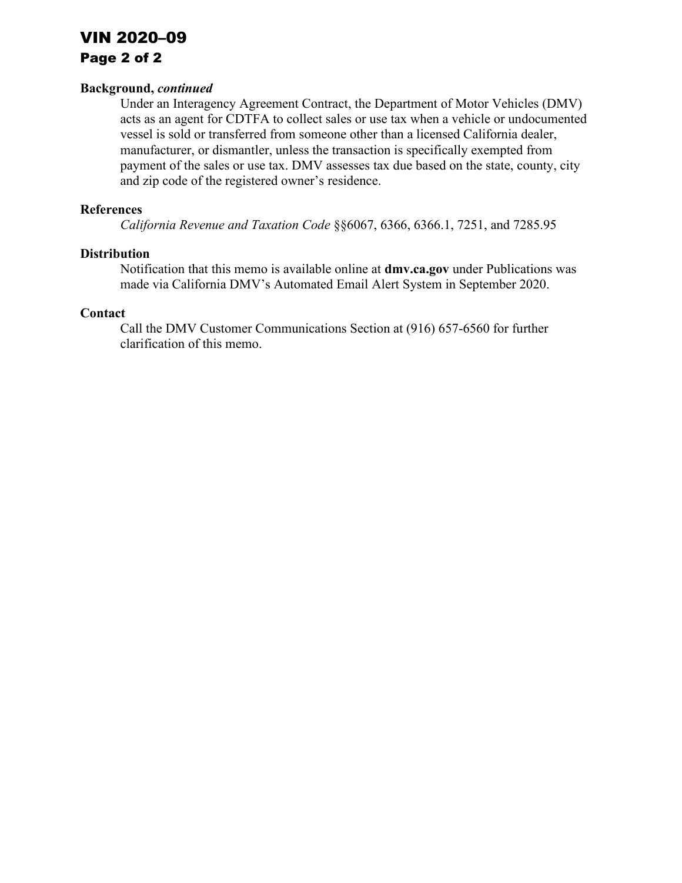**Background,** ***continued***

Under an Interagency Agreement Contract, the Department of Motor Vehicles (DMV) acts as an agent for CDTFA to collect sales or use tax when a vehicle or undocumented vessel is sold or transferred from someone other than a licensed California dealer, manufacturer, or dismantler, unless the transaction is specifically exempted from payment of the sales or use tax. DMV assesses tax due based on the state, county, city and zip code of the registered owner's residence.

**References**

*California Revenue and Taxation Code* §§6067, 6366, 6366.1, 7251, and 7285.95

**Distribution**

Notification that this memo is available online at **dmv.ca.gov** under Publications was made via California DMV's Automated Email Alert System in September 2020.

**Contact**

Call the DMV Customer Communications Section at (916) 657-6560 for further clarification of this memo.